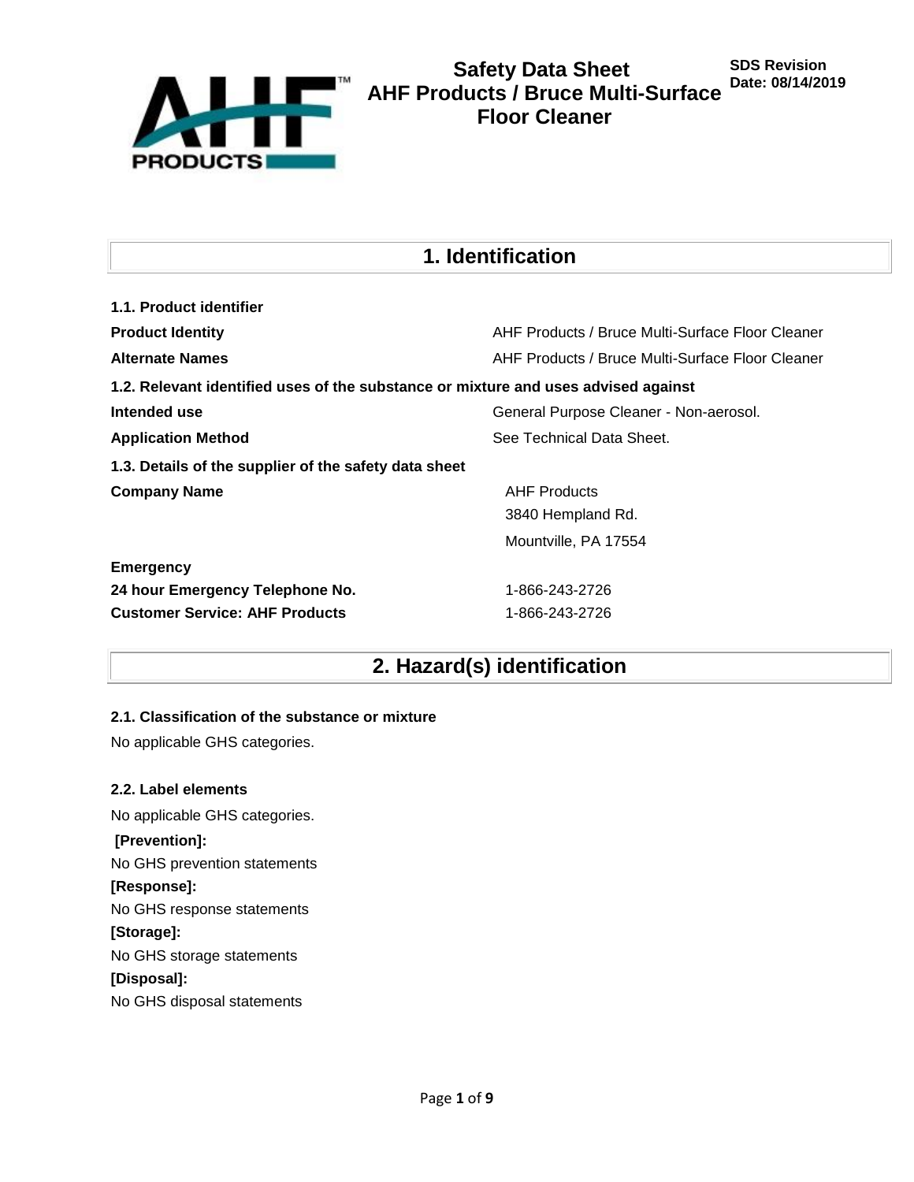# Safety Data Sheet
# AHF Products / Bruce Multi-Surface Floor Cleaner

**SDS Revision Date: 08/14/2019**

## 1. Identification

**1.1. Product identifier**

| | |
|---|---|
| **Product Identity** | AHF Products / Bruce Multi-Surface Floor Cleaner |
| **Alternate Names** | AHF Products / Bruce Multi-Surface Floor Cleaner |

**1.2. Relevant identified uses of the substance or mixture and uses advised against**

| | |
|---|---|
| **Intended use** | General Purpose Cleaner - Non-aerosol. |
| **Application Method** | See Technical Data Sheet. |

**1.3. Details of the supplier of the safety data sheet**

| | |
|---|---|
| **Company Name** | AHF Products<br>3840 Hempland Rd.<br>Mountville, PA 17554 |
| **Emergency** | |
| **24 hour Emergency Telephone No.** | 1-866-243-2726 |
| **Customer Service: AHF Products** | 1-866-243-2726 |

## 2. Hazard(s) identification

**2.1. Classification of the substance or mixture**

No applicable GHS categories.

**2.2. Label elements**

No applicable GHS categories.

**[Prevention]:**

No GHS prevention statements

**[Response]:**

No GHS response statements

**[Storage]:**

No GHS storage statements

**[Disposal]:**

No GHS disposal statements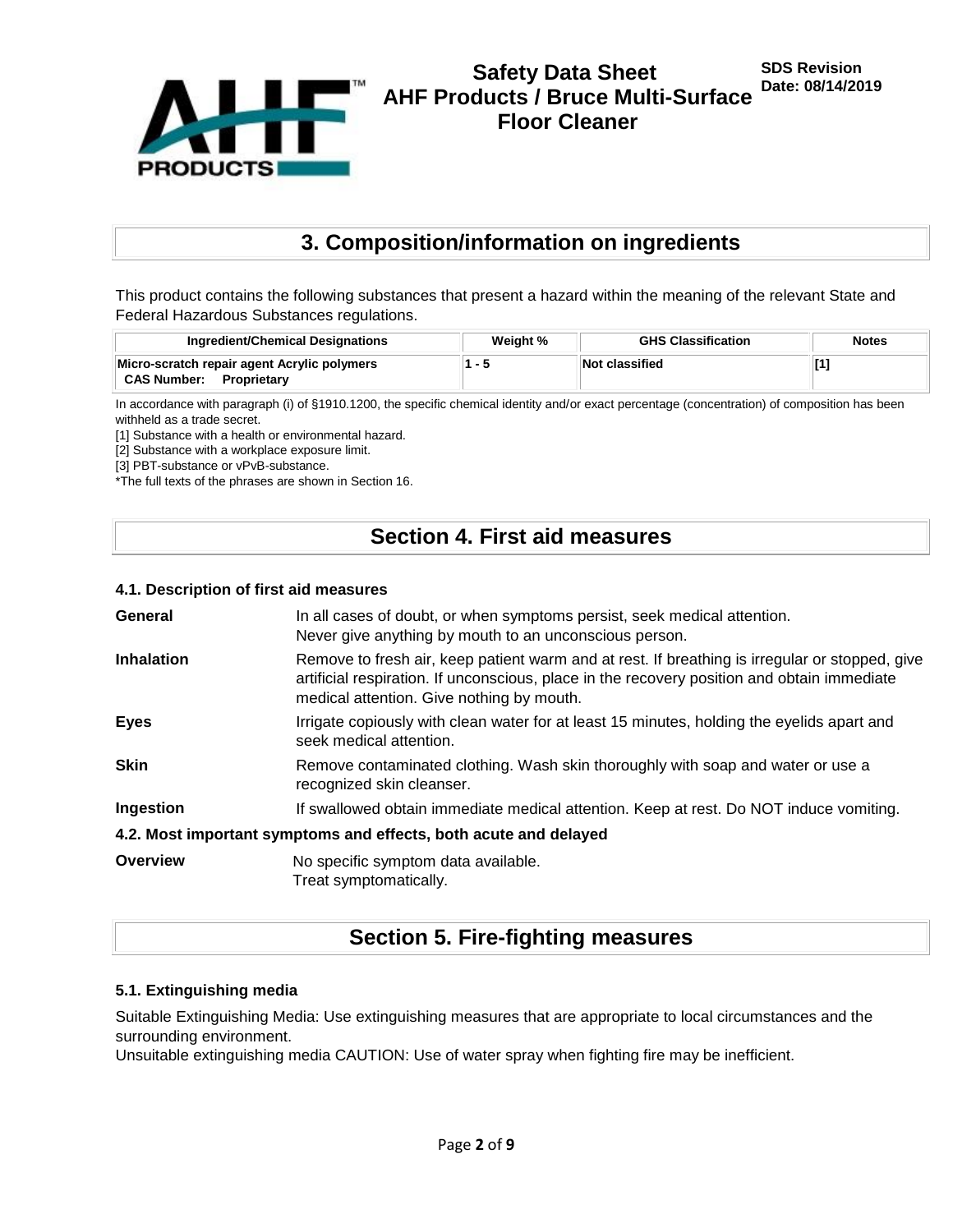## 3. Composition/information on ingredients

This product contains the following substances that present a hazard within the meaning of the relevant State and Federal Hazardous Substances regulations.

| Ingredient/Chemical Designations | Weight % | GHS Classification | Notes |
|---|---|---|---|
| **Micro-scratch repair agent Acrylic polymers**<br>**CAS Number: Proprietary** | 1 - 5 | Not classified | [1] |

In accordance with paragraph (i) of §1910.1200, the specific chemical identity and/or exact percentage (concentration) of composition has been withheld as a trade secret.
[1] Substance with a health or environmental hazard.
[2] Substance with a workplace exposure limit.
[3] PBT-substance or vPvB-substance.
*The full texts of the phrases are shown in Section 16.

## Section 4. First aid measures

### 4.1. Description of first aid measures

**General**
In all cases of doubt, or when symptoms persist, seek medical attention.
Never give anything by mouth to an unconscious person.

**Inhalation**
Remove to fresh air, keep patient warm and at rest. If breathing is irregular or stopped, give artificial respiration. If unconscious, place in the recovery position and obtain immediate medical attention. Give nothing by mouth.

**Eyes**
Irrigate copiously with clean water for at least 15 minutes, holding the eyelids apart and seek medical attention.

**Skin**
Remove contaminated clothing. Wash skin thoroughly with soap and water or use a recognized skin cleanser.

**Ingestion**
If swallowed obtain immediate medical attention. Keep at rest. Do NOT induce vomiting.

### 4.2. Most important symptoms and effects, both acute and delayed

**Overview**
No specific symptom data available.
Treat symptomatically.

## Section 5. Fire-fighting measures

### 5.1. Extinguishing media

Suitable Extinguishing Media: Use extinguishing measures that are appropriate to local circumstances and the surrounding environment.
Unsuitable extinguishing media CAUTION: Use of water spray when fighting fire may be inefficient.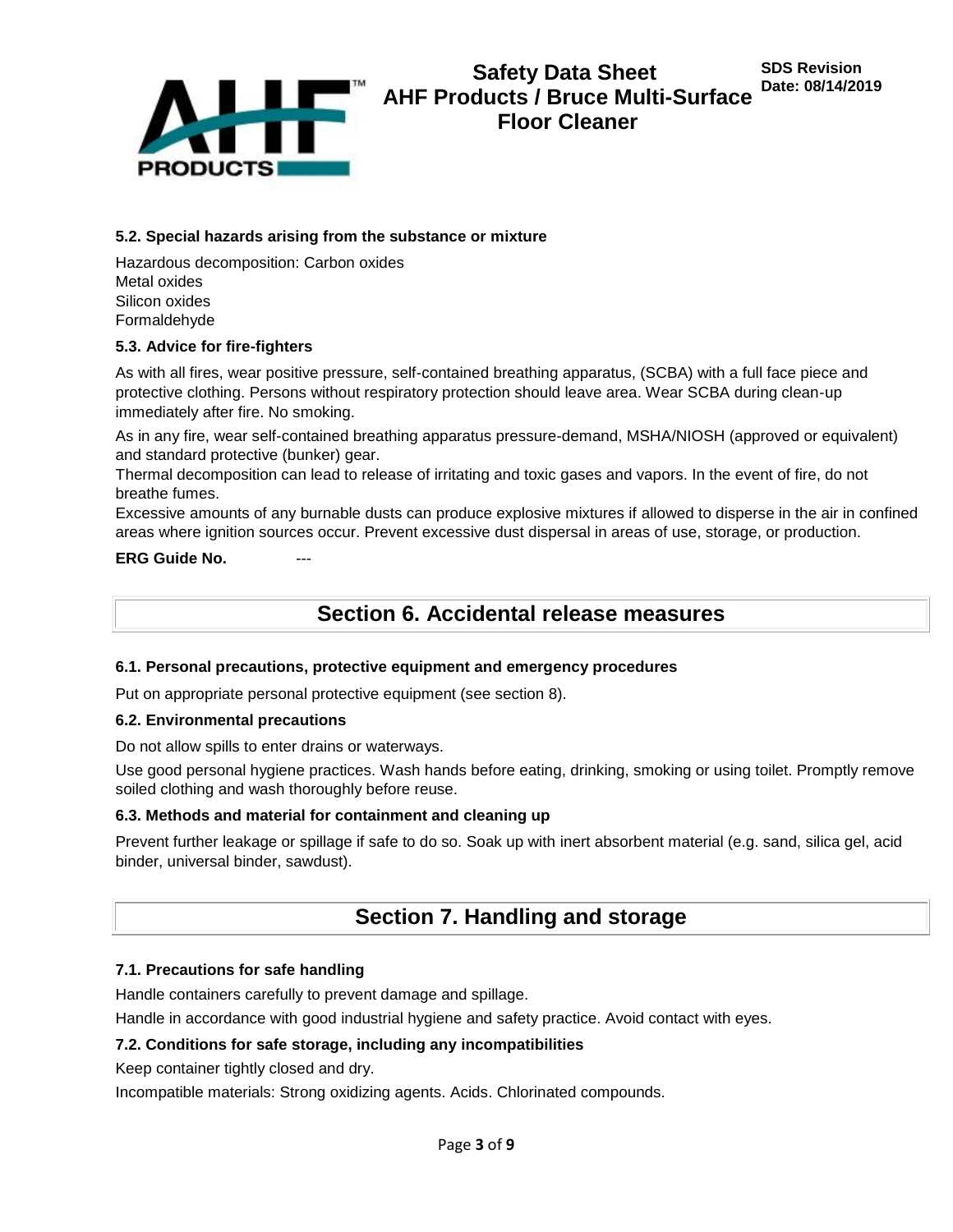### 5.2. Special hazards arising from the substance or mixture

Hazardous decomposition: Carbon oxides
Metal oxides
Silicon oxides
Formaldehyde

### 5.3. Advice for fire-fighters

As with all fires, wear positive pressure, self-contained breathing apparatus, (SCBA) with a full face piece and protective clothing. Persons without respiratory protection should leave area. Wear SCBA during clean-up immediately after fire. No smoking.

As in any fire, wear self-contained breathing apparatus pressure-demand, MSHA/NIOSH (approved or equivalent) and standard protective (bunker) gear.

Thermal decomposition can lead to release of irritating and toxic gases and vapors. In the event of fire, do not breathe fumes.

Excessive amounts of any burnable dusts can produce explosive mixtures if allowed to disperse in the air in confined areas where ignition sources occur. Prevent excessive dust dispersal in areas of use, storage, or production.

**ERG Guide No.** ---

## Section 6. Accidental release measures

### 6.1. Personal precautions, protective equipment and emergency procedures

Put on appropriate personal protective equipment (see section 8).

### 6.2. Environmental precautions

Do not allow spills to enter drains or waterways.

Use good personal hygiene practices. Wash hands before eating, drinking, smoking or using toilet. Promptly remove soiled clothing and wash thoroughly before reuse.

### 6.3. Methods and material for containment and cleaning up

Prevent further leakage or spillage if safe to do so. Soak up with inert absorbent material (e.g. sand, silica gel, acid binder, universal binder, sawdust).

## Section 7. Handling and storage

### 7.1. Precautions for safe handling

Handle containers carefully to prevent damage and spillage.

Handle in accordance with good industrial hygiene and safety practice. Avoid contact with eyes.

### 7.2. Conditions for safe storage, including any incompatibilities

Keep container tightly closed and dry.

Incompatible materials: Strong oxidizing agents. Acids. Chlorinated compounds.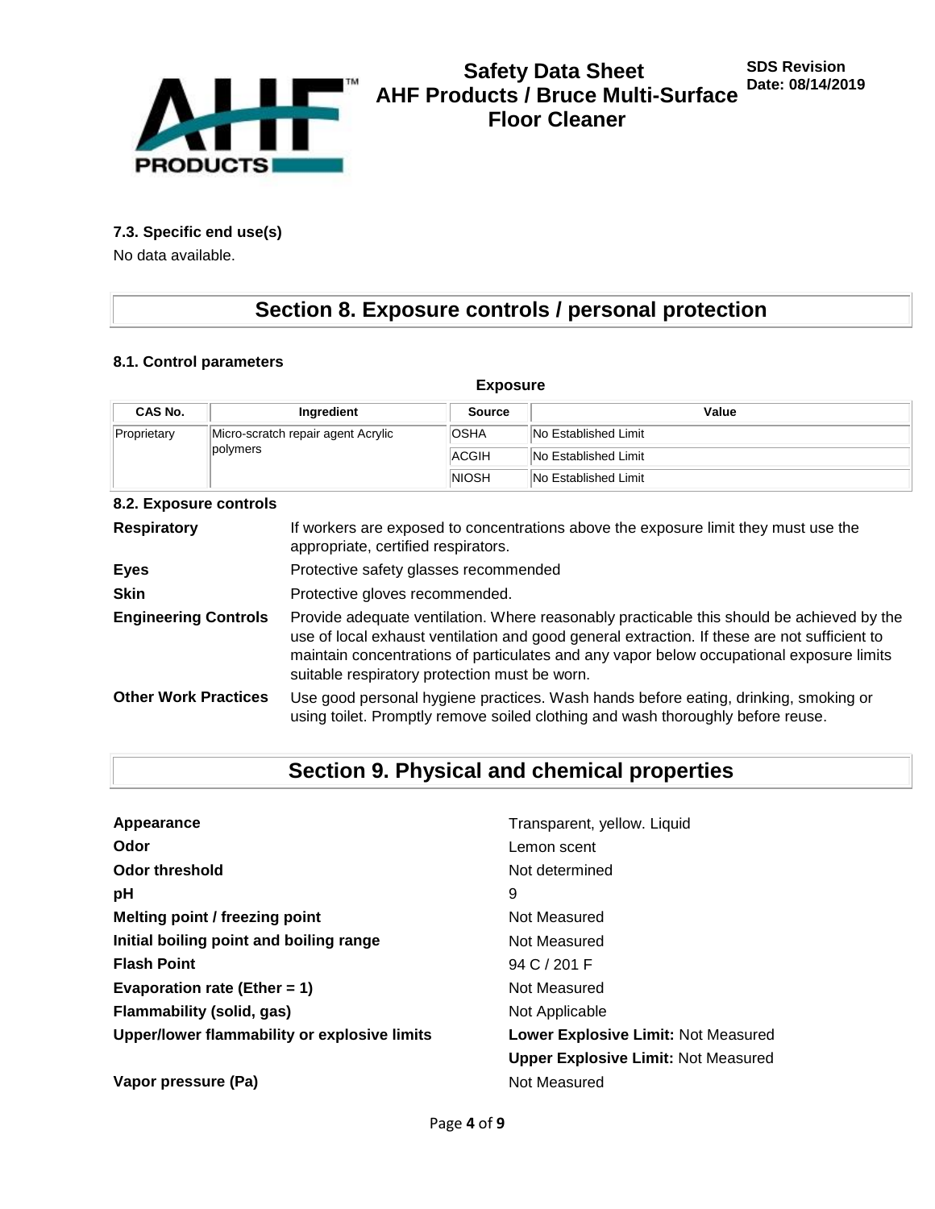### 7.3. Specific end use(s)

No data available.

## Section 8. Exposure controls / personal protection

### 8.1. Control parameters

**Exposure**

| CAS No. | Ingredient | Source | Value |
|---|---|---|---|
| Proprietary | Micro-scratch repair agent Acrylic polymers | OSHA | No Established Limit |
| | | ACGIH | No Established Limit |
| | | NIOSH | No Established Limit |

### 8.2. Exposure controls

**Respiratory**
If workers are exposed to concentrations above the exposure limit they must use the appropriate, certified respirators.

**Eyes**
Protective safety glasses recommended

**Skin**
Protective gloves recommended.

**Engineering Controls**
Provide adequate ventilation. Where reasonably practicable this should be achieved by the use of local exhaust ventilation and good general extraction. If these are not sufficient to maintain concentrations of particulates and any vapor below occupational exposure limits suitable respiratory protection must be worn.

**Other Work Practices**
Use good personal hygiene practices. Wash hands before eating, drinking, smoking or using toilet. Promptly remove soiled clothing and wash thoroughly before reuse.

## Section 9. Physical and chemical properties

| | |
|---|---|
| **Appearance** | Transparent, yellow. Liquid |
| **Odor** | Lemon scent |
| **Odor threshold** | Not determined |
| **pH** | 9 |
| **Melting point / freezing point** | Not Measured |
| **Initial boiling point and boiling range** | Not Measured |
| **Flash Point** | 94 C / 201 F |
| **Evaporation rate (Ether = 1)** | Not Measured |
| **Flammability (solid, gas)** | Not Applicable |
| **Upper/lower flammability or explosive limits** | **Lower Explosive Limit:** Not Measured |
| | **Upper Explosive Limit:** Not Measured |
| **Vapor pressure (Pa)** | Not Measured |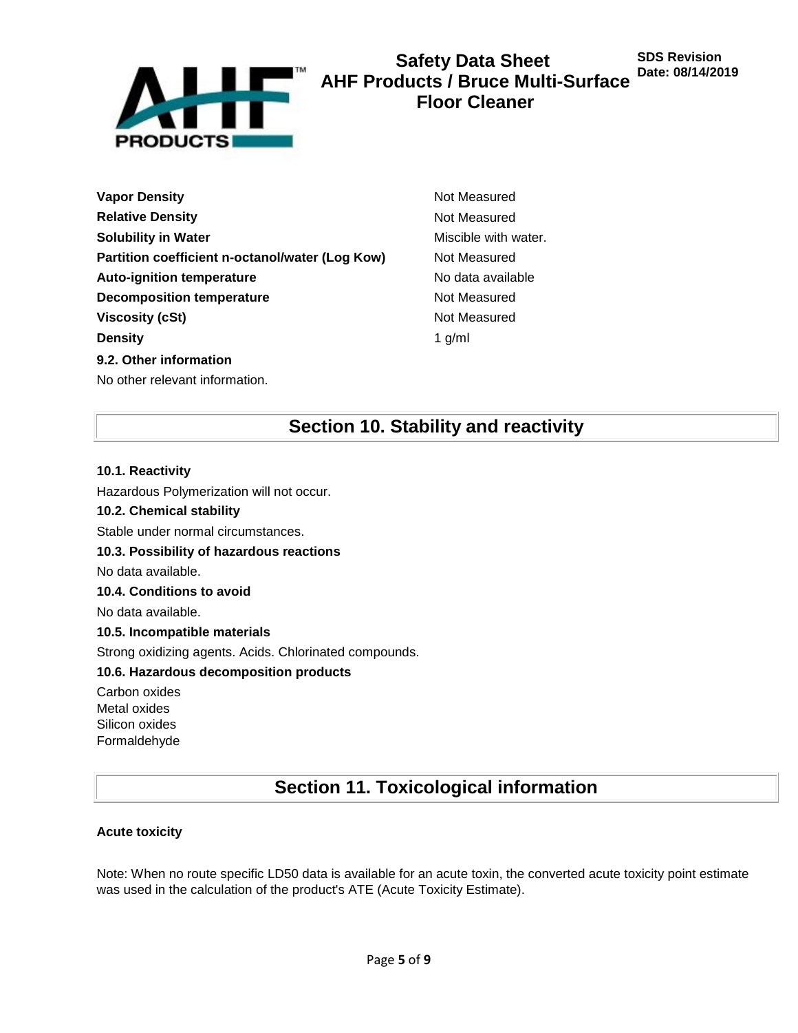| | |
|---|---|
| **Vapor Density** | Not Measured |
| **Relative Density** | Not Measured |
| **Solubility in Water** | Miscible with water. |
| **Partition coefficient n-octanol/water (Log Kow)** | Not Measured |
| **Auto-ignition temperature** | No data available |
| **Decomposition temperature** | Not Measured |
| **Viscosity (cSt)** | Not Measured |
| **Density** | 1 g/ml |

**9.2. Other information**

No other relevant information.

## Section 10. Stability and reactivity

**10.1. Reactivity**

Hazardous Polymerization will not occur.

**10.2. Chemical stability**

Stable under normal circumstances.

**10.3. Possibility of hazardous reactions**

No data available.

**10.4. Conditions to avoid**

No data available.

**10.5. Incompatible materials**

Strong oxidizing agents. Acids. Chlorinated compounds.

**10.6. Hazardous decomposition products**

Carbon oxides
Metal oxides
Silicon oxides
Formaldehyde

## Section 11. Toxicological information

**Acute toxicity**

Note: When no route specific LD50 data is available for an acute toxin, the converted acute toxicity point estimate was used in the calculation of the product's ATE (Acute Toxicity Estimate).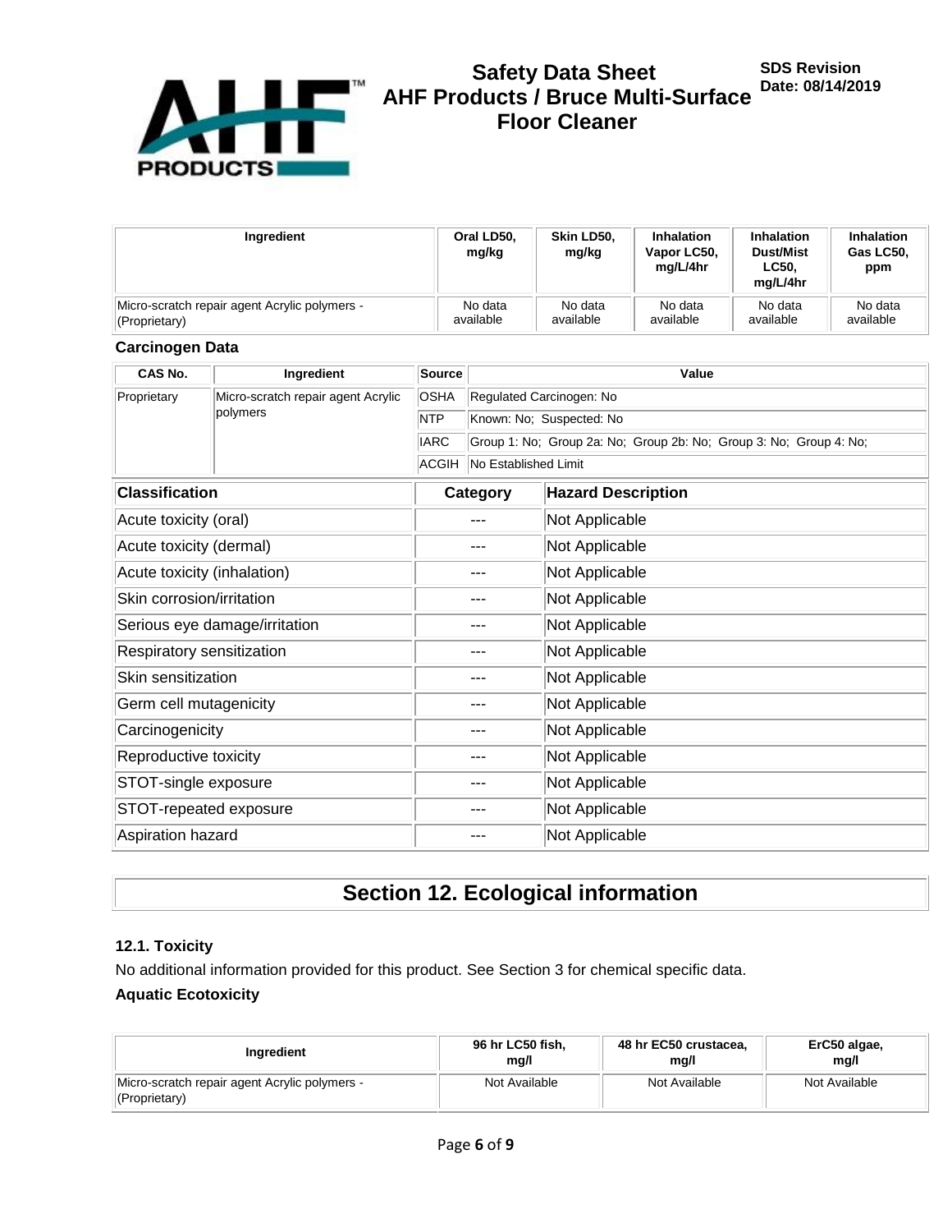| Ingredient | Oral LD50, mg/kg | Skin LD50, mg/kg | Inhalation Vapor LC50, mg/L/4hr | Inhalation Dust/Mist LC50, mg/L/4hr | Inhalation Gas LC50, ppm |
|---|---|---|---|---|---|
| Micro-scratch repair agent Acrylic polymers - (Proprietary) | No data available | No data available | No data available | No data available | No data available |

**Carcinogen Data**

| CAS No. | Ingredient | Source | Value |
|---|---|---|---|
| Proprietary | Micro-scratch repair agent Acrylic polymers | OSHA | Regulated Carcinogen: No |
| | | NTP | Known: No; Suspected: No |
| | | IARC | Group 1: No; Group 2a: No; Group 2b: No; Group 3: No; Group 4: No; |
| | | ACGIH | No Established Limit |

| Classification | Category | Hazard Description |
|---|---|---|
| Acute toxicity (oral) | --- | Not Applicable |
| Acute toxicity (dermal) | --- | Not Applicable |
| Acute toxicity (inhalation) | --- | Not Applicable |
| Skin corrosion/irritation | --- | Not Applicable |
| Serious eye damage/irritation | --- | Not Applicable |
| Respiratory sensitization | --- | Not Applicable |
| Skin sensitization | --- | Not Applicable |
| Germ cell mutagenicity | --- | Not Applicable |
| Carcinogenicity | --- | Not Applicable |
| Reproductive toxicity | --- | Not Applicable |
| STOT-single exposure | --- | Not Applicable |
| STOT-repeated exposure | --- | Not Applicable |
| Aspiration hazard | --- | Not Applicable |

## Section 12. Ecological information

### 12.1. Toxicity

No additional information provided for this product. See Section 3 for chemical specific data.

**Aquatic Ecotoxicity**

| Ingredient | 96 hr LC50 fish, mg/l | 48 hr EC50 crustacea, mg/l | ErC50 algae, mg/l |
|---|---|---|---|
| Micro-scratch repair agent Acrylic polymers - (Proprietary) | Not Available | Not Available | Not Available |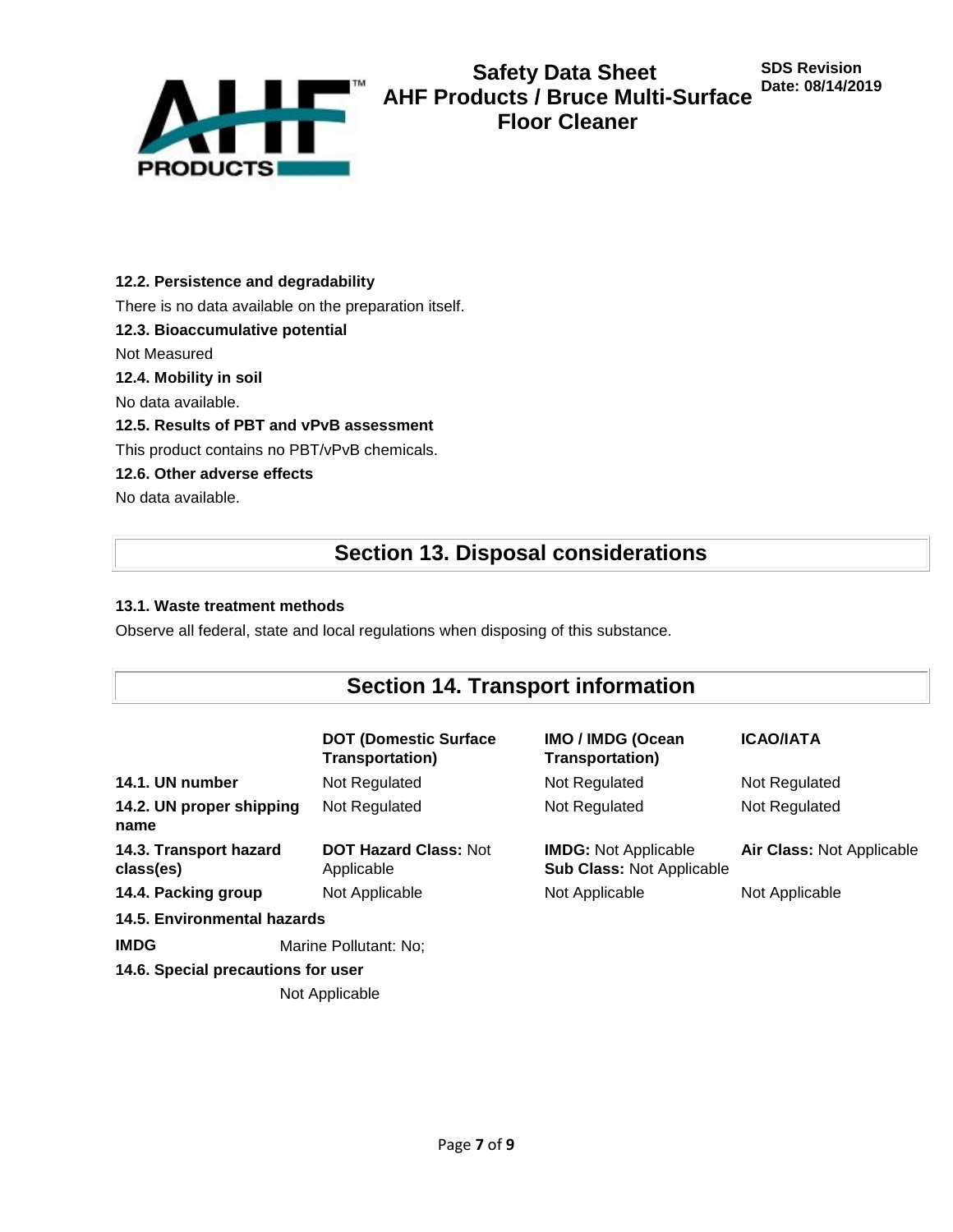#### 12.2. Persistence and degradability

There is no data available on the preparation itself.

#### 12.3. Bioaccumulative potential

Not Measured

#### 12.4. Mobility in soil

No data available.

#### 12.5. Results of PBT and vPvB assessment

This product contains no PBT/vPvB chemicals.

#### 12.6. Other adverse effects

No data available.

## Section 13. Disposal considerations

#### 13.1. Waste treatment methods

Observe all federal, state and local regulations when disposing of this substance.

## Section 14. Transport information

| | DOT (Domestic Surface Transportation) | IMO / IMDG (Ocean Transportation) | ICAO/IATA |
|---|---|---|---|
| **14.1. UN number** | Not Regulated | Not Regulated | Not Regulated |
| **14.2. UN proper shipping name** | Not Regulated | Not Regulated | Not Regulated |
| **14.3. Transport hazard class(es)** | **DOT Hazard Class:** Not Applicable | **IMDG:** Not Applicable **Sub Class:** Not Applicable | **Air Class:** Not Applicable |
| **14.4. Packing group** | Not Applicable | Not Applicable | Not Applicable |

#### 14.5. Environmental hazards

**IMDG** Marine Pollutant: No;

#### 14.6. Special precautions for user

Not Applicable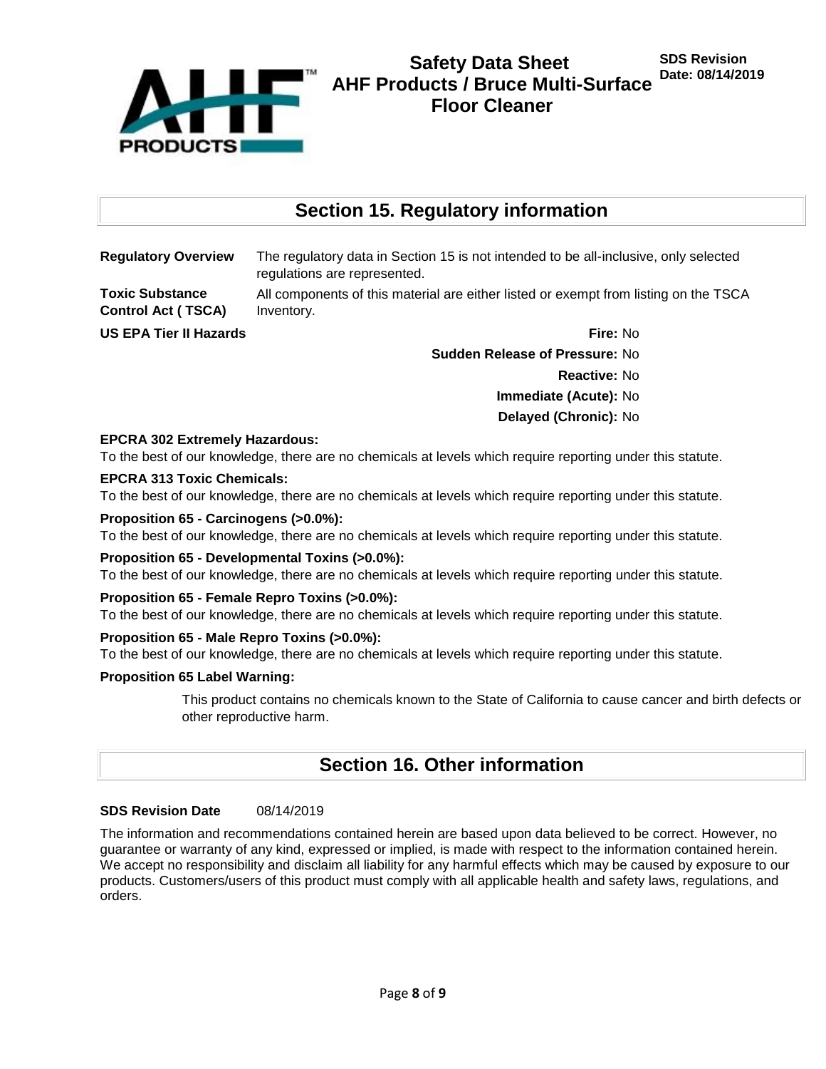## Section 15. Regulatory information

**Regulatory Overview** The regulatory data in Section 15 is not intended to be all-inclusive, only selected regulations are represented.

**Toxic Substance Control Act ( TSCA)** All components of this material are either listed or exempt from listing on the TSCA Inventory.

**US EPA Tier II Hazards**

**Fire:** No

**Sudden Release of Pressure:** No

**Reactive:** No

**Immediate (Acute):** No

**Delayed (Chronic):** No

**EPCRA 302 Extremely Hazardous:**

To the best of our knowledge, there are no chemicals at levels which require reporting under this statute.

**EPCRA 313 Toxic Chemicals:**

To the best of our knowledge, there are no chemicals at levels which require reporting under this statute.

**Proposition 65 - Carcinogens (>0.0%):**

To the best of our knowledge, there are no chemicals at levels which require reporting under this statute.

**Proposition 65 - Developmental Toxins (>0.0%):**

To the best of our knowledge, there are no chemicals at levels which require reporting under this statute.

**Proposition 65 - Female Repro Toxins (>0.0%):**

To the best of our knowledge, there are no chemicals at levels which require reporting under this statute.

**Proposition 65 - Male Repro Toxins (>0.0%):**

To the best of our knowledge, there are no chemicals at levels which require reporting under this statute.

**Proposition 65 Label Warning:**

This product contains no chemicals known to the State of California to cause cancer and birth defects or other reproductive harm.

## Section 16. Other information

**SDS Revision Date** 08/14/2019

The information and recommendations contained herein are based upon data believed to be correct. However, no guarantee or warranty of any kind, expressed or implied, is made with respect to the information contained herein. We accept no responsibility and disclaim all liability for any harmful effects which may be caused by exposure to our products. Customers/users of this product must comply with all applicable health and safety laws, regulations, and orders.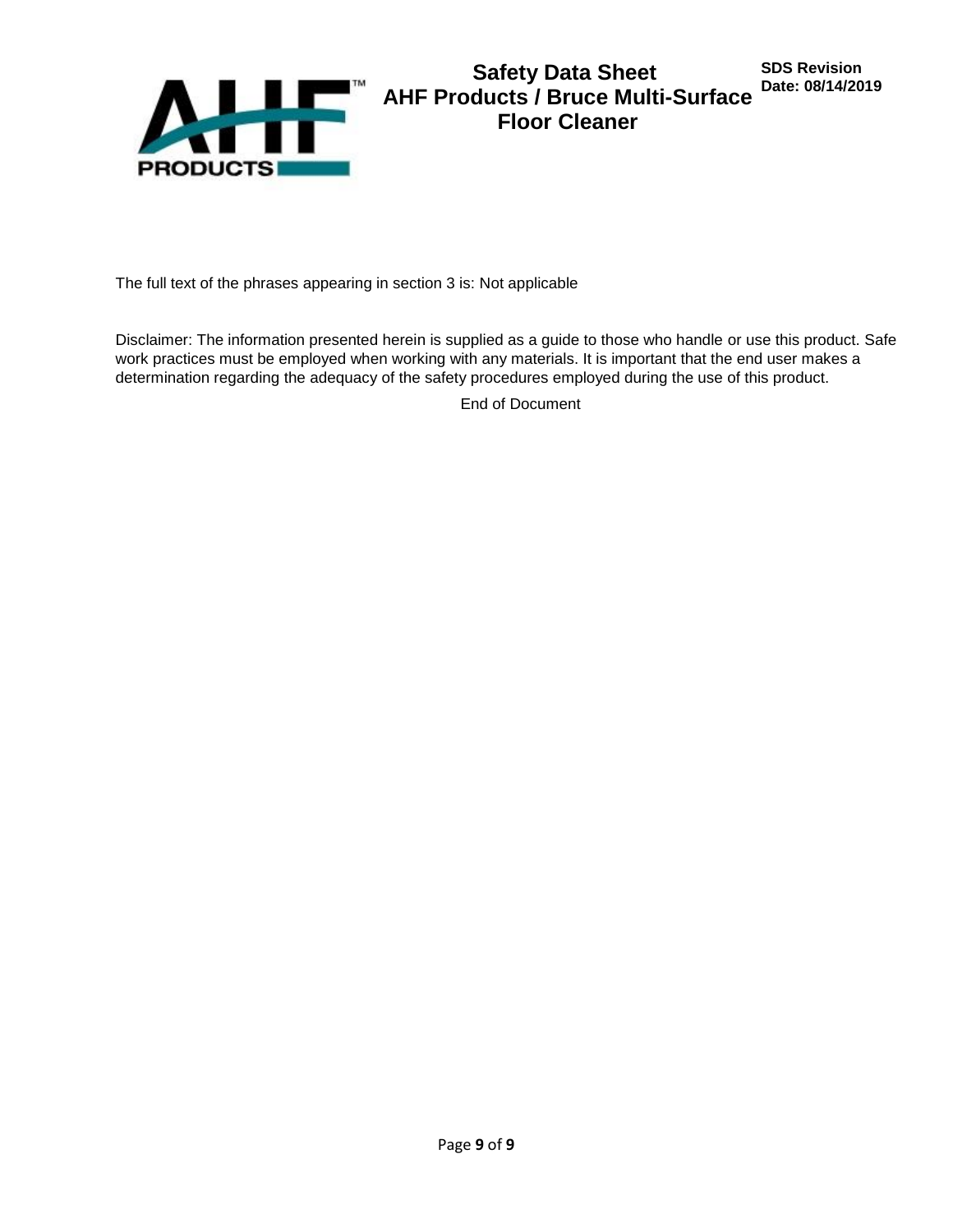The full text of the phrases appearing in section 3 is: Not applicable

Disclaimer: The information presented herein is supplied as a guide to those who handle or use this product. Safe work practices must be employed when working with any materials. It is important that the end user makes a determination regarding the adequacy of the safety procedures employed during the use of this product.

End of Document